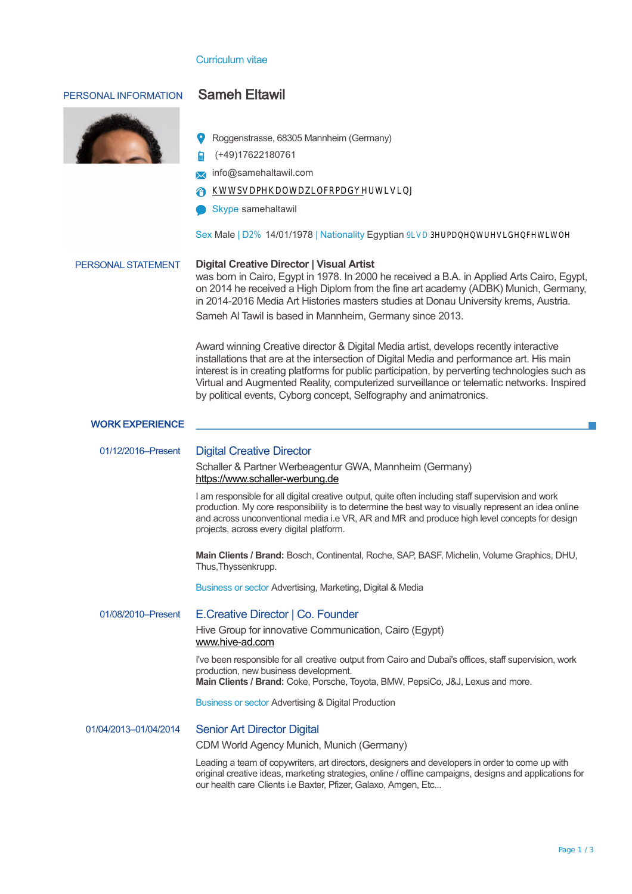Curriculum vitae

## PERSONAL INFORMATION

# Sameh Eltawil

Roggenstrasse, 68305 Mannheim (Germany)

(+49)17622180761

info@samehaltawil.com

KWWSVDPHKDOWDZLOFRPDGYHUWLVLQJ

Skype samehaltawil

Sex Male | D2% 14/01/1978 | Nationality Egyptian 9LVD 3HUPDQHQWUHVLGHQFHWLWOH

## PERSONAL STATEMENT

**Digital Creative Director | Visual Artist**
was born in Cairo, Egypt in 1978. In 2000 he received a B.A. in Applied Arts Cairo, Egypt, on 2014 he received a High Diplom from the fine art academy (ADBK) Munich, Germany, in 2014-2016 Media Art Histories masters studies at Donau University krems, Austria.
Sameh Al Tawil is based in Mannheim, Germany since 2013.

Award winning Creative director & Digital Media artist, develops recently interactive installations that are at the intersection of Digital Media and performance art. His main interest is in creating platforms for public participation, by perverting technologies such as Virtual and Augmented Reality, computerized surveillance or telematic networks. Inspired by political events, Cyborg concept, Selfography and animatronics.

## WORK EXPERIENCE

01/12/2016–Present

### Digital Creative Director

Schaller & Partner Werbeagentur GWA, Mannheim (Germany)
https://www.schaller-werbung.de

I am responsible for all digital creative output, quite often including staff supervision and work production. My core responsibility is to determine the best way to visually represent an idea online and across unconventional media i.e VR, AR and MR and produce high level concepts for design projects, across every digital platform.

**Main Clients / Brand:** Bosch, Continental, Roche, SAP, BASF, Michelin, Volume Graphics, DHU, Thus,Thyssenkrupp.

Business or sector Advertising, Marketing, Digital & Media

01/08/2010–Present

### E.Creative Director | Co. Founder

Hive Group for innovative Communication, Cairo (Egypt)
www.hive-ad.com

I've been responsible for all creative output from Cairo and Dubai's offices, staff supervision, work production, new business development.
**Main Clients / Brand:** Coke, Porsche, Toyota, BMW, PepsiCo, J&J, Lexus and more.

Business or sector Advertising & Digital Production

01/04/2013–01/04/2014

### Senior Art Director Digital

CDM World Agency Munich, Munich (Germany)

Leading a team of copywriters, art directors, designers and developers in order to come up with original creative ideas, marketing strategies, online / offline campaigns, designs and applications for our health care Clients i.e Baxter, Pfizer, Galaxo, Amgen, Etc...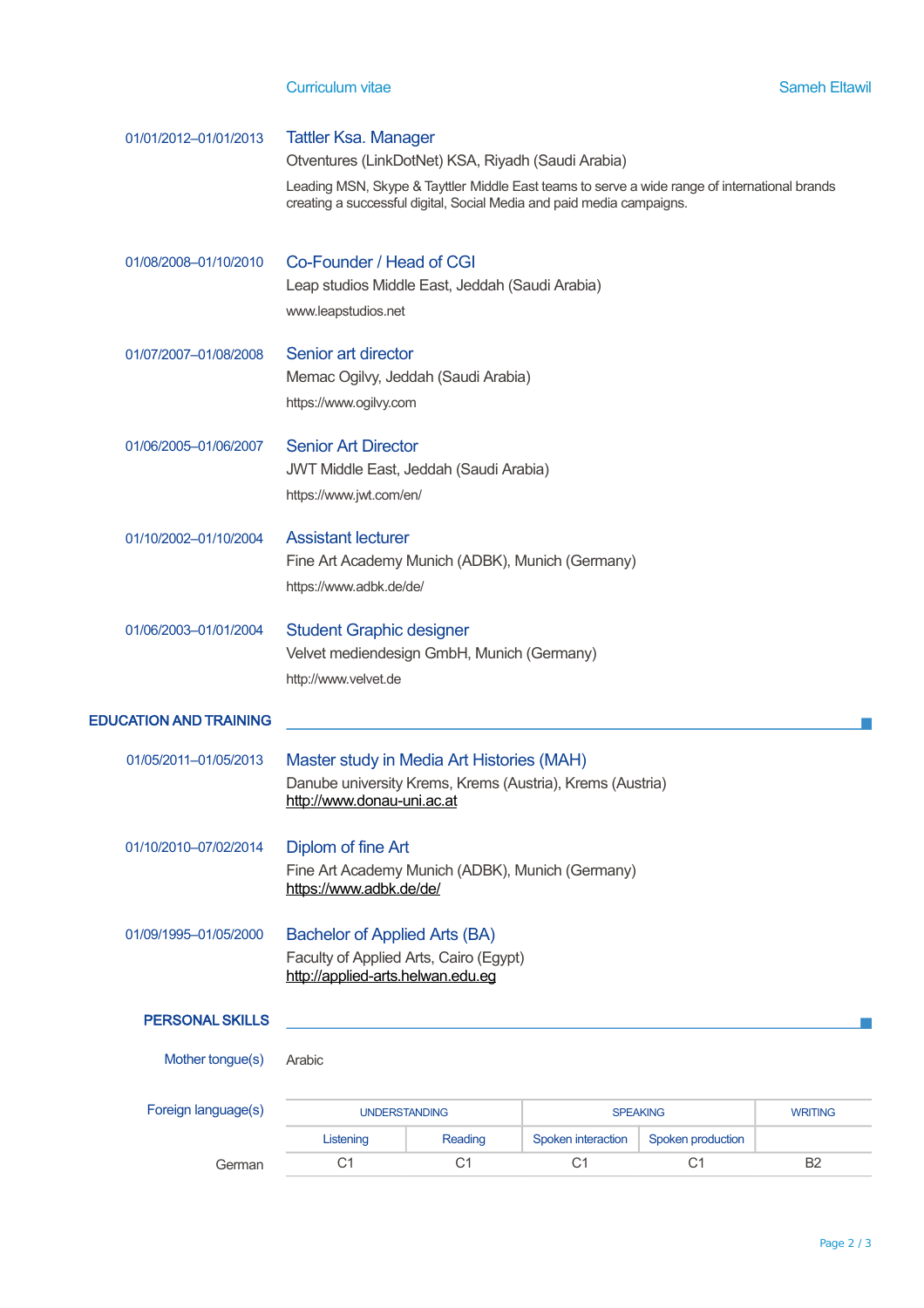**01/01/2012–01/01/2013**

### Tattler Ksa. Manager

Otventures (LinkDotNet) KSA, Riyadh (Saudi Arabia)

Leading MSN, Skype & Tayttler Middle East teams to serve a wide range of international brands creating a successful digital, Social Media and paid media campaigns.

**01/08/2008–01/10/2010**

### Co-Founder / Head of CGI

Leap studios Middle East, Jeddah (Saudi Arabia)

www.leapstudios.net

**01/07/2007–01/08/2008**

### Senior art director

Memac Ogilvy, Jeddah (Saudi Arabia)

https://www.ogilvy.com

**01/06/2005–01/06/2007**

### Senior Art Director

JWT Middle East, Jeddah (Saudi Arabia)

https://www.jwt.com/en/

**01/10/2002–01/10/2004**

### Assistant lecturer

Fine Art Academy Munich (ADBK), Munich (Germany)

https://www.adbk.de/de/

**01/06/2003–01/01/2004**

### Student Graphic designer

Velvet mediendesign GmbH, Munich (Germany)

http://www.velvet.de

## EDUCATION AND TRAINING

**01/05/2011–01/05/2013**

### Master study in Media Art Histories (MAH)

Danube university Krems, Krems (Austria), Krems (Austria)
http://www.donau-uni.ac.at

**01/10/2010–07/02/2014**

### Diplom of fine Art

Fine Art Academy Munich (ADBK), Munich (Germany)
https://www.adbk.de/de/

**01/09/1995–01/05/2000**

### Bachelor of Applied Arts (BA)

Faculty of Applied Arts, Cairo (Egypt)
http://applied-arts.helwan.edu.eg

## PERSONAL SKILLS

**Mother tongue(s)**: Arabic

**Foreign language(s)**

| | UNDERSTANDING | | SPEAKING | | WRITING |
|---|---|---|---|---|---|
| | Listening | Reading | Spoken interaction | Spoken production | |
| German | C1 | C1 | C1 | C1 | B2 |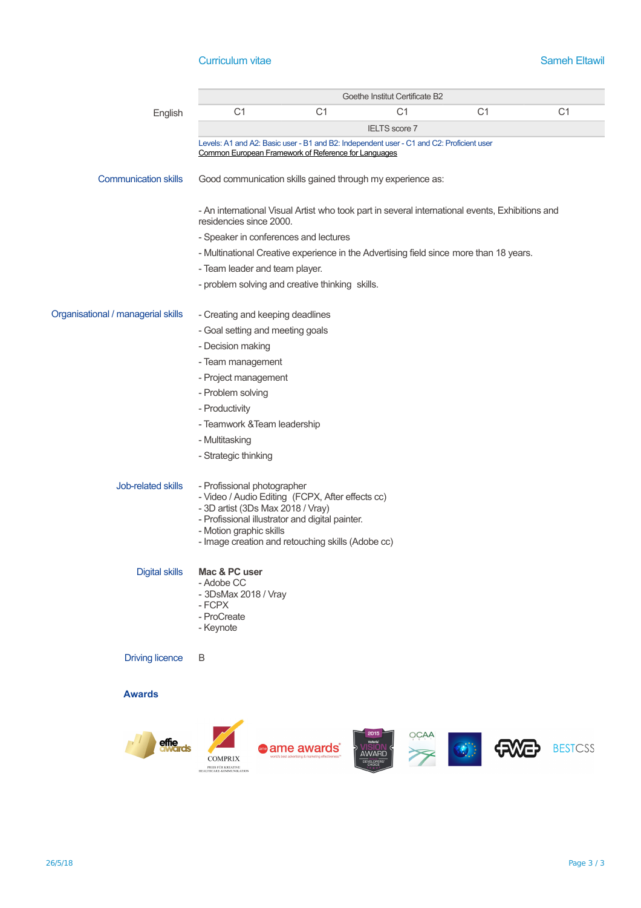| | | | | | |
|---|---|---|---|---|---|
| | Goethe Institut Certificate B2 | | | | |
| English | C1 | C1 | C1 | C1 | C1 |
| | IELTS score 7 | | | | |

Levels: A1 and A2: Basic user - B1 and B2: Independent user - C1 and C2: Proficient user
Common European Framework of Reference for Languages

**Communication skills**

Good communication skills gained through my experience as:

- An international Visual Artist who took part in several international events, Exhibitions and residencies since 2000.
- Speaker in conferences and lectures
- Multinational Creative experience in the Advertising field since more than 18 years.
- Team leader and team player.
- problem solving and creative thinking skills.

**Organisational / managerial skills**

- Creating and keeping deadlines
- Goal setting and meeting goals
- Decision making
- Team management
- Project management
- Problem solving
- Productivity
- Teamwork &Team leadership
- Multitasking
- Strategic thinking

**Job-related skills**

- Profissional photographer
- Video / Audio Editing (FCPX, After effects cc)
- 3D artist (3Ds Max 2018 / Vray)
- Profissional illustrator and digital painter.
- Motion graphic skills
- Image creation and retouching skills (Adobe cc)

**Digital skills**

**Mac & PC user**

- Adobe CC
- 3DsMax 2018 / Vray
- FCPX
- ProCreate
- Keynote

**Driving licence**

B

## Awards

effie awards · COMPRIX · ame awards · 2015 VISION AWARD · OCAA · FWA · BESTCSS

26/5/18